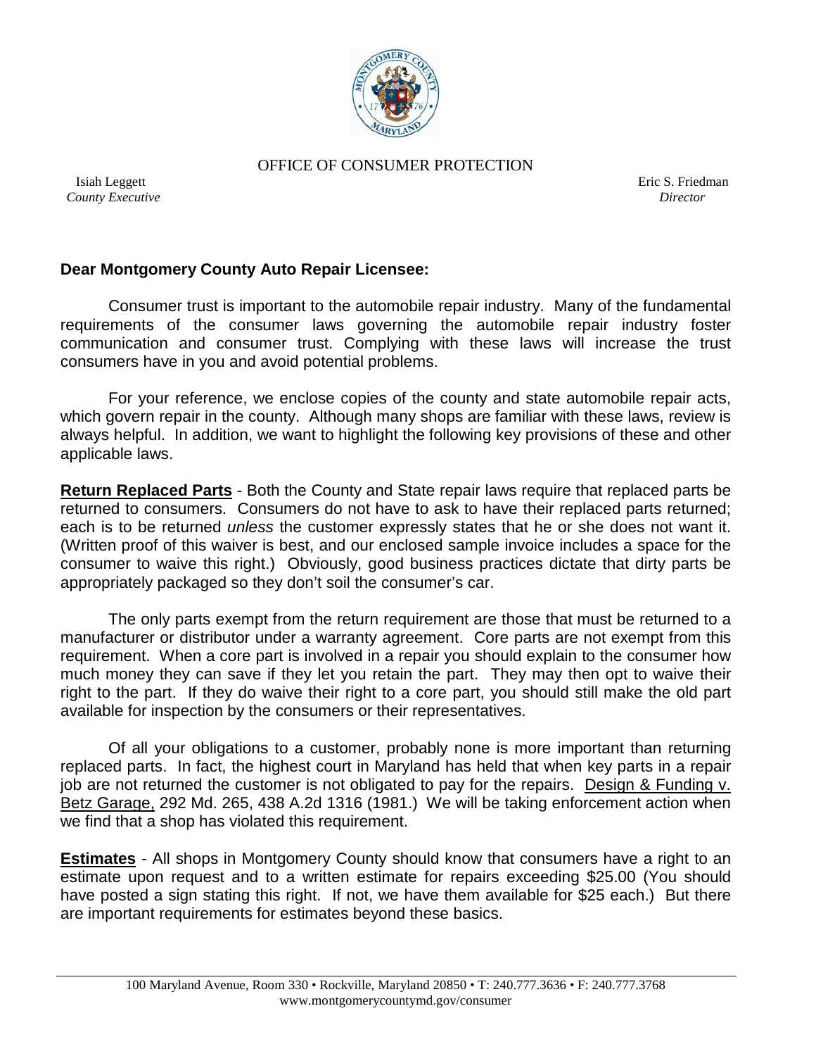OFFICE OF CONSUMER PROTECTION

Isiah Leggett
*County Executive*

Eric S. Friedman
*Director*

**Dear Montgomery County Auto Repair Licensee:**

Consumer trust is important to the automobile repair industry. Many of the fundamental requirements of the consumer laws governing the automobile repair industry foster communication and consumer trust. Complying with these laws will increase the trust consumers have in you and avoid potential problems.

For your reference, we enclose copies of the county and state automobile repair acts, which govern repair in the county. Although many shops are familiar with these laws, review is always helpful. In addition, we want to highlight the following key provisions of these and other applicable laws.

**Return Replaced Parts** - Both the County and State repair laws require that replaced parts be returned to consumers. Consumers do not have to ask to have their replaced parts returned; each is to be returned *unless* the customer expressly states that he or she does not want it. (Written proof of this waiver is best, and our enclosed sample invoice includes a space for the consumer to waive this right.) Obviously, good business practices dictate that dirty parts be appropriately packaged so they don't soil the consumer's car.

The only parts exempt from the return requirement are those that must be returned to a manufacturer or distributor under a warranty agreement. Core parts are not exempt from this requirement. When a core part is involved in a repair you should explain to the consumer how much money they can save if they let you retain the part. They may then opt to waive their right to the part. If they do waive their right to a core part, you should still make the old part available for inspection by the consumers or their representatives.

Of all your obligations to a customer, probably none is more important than returning replaced parts. In fact, the highest court in Maryland has held that when key parts in a repair job are not returned the customer is not obligated to pay for the repairs. Design & Funding v. Betz Garage, 292 Md. 265, 438 A.2d 1316 (1981.) We will be taking enforcement action when we find that a shop has violated this requirement.

**Estimates** - All shops in Montgomery County should know that consumers have a right to an estimate upon request and to a written estimate for repairs exceeding $25.00 (You should have posted a sign stating this right. If not, we have them available for $25 each.) But there are important requirements for estimates beyond these basics.

100 Maryland Avenue, Room 330 • Rockville, Maryland 20850 • T: 240.777.3636 • F: 240.777.3768
www.montgomerycountymd.gov/consumer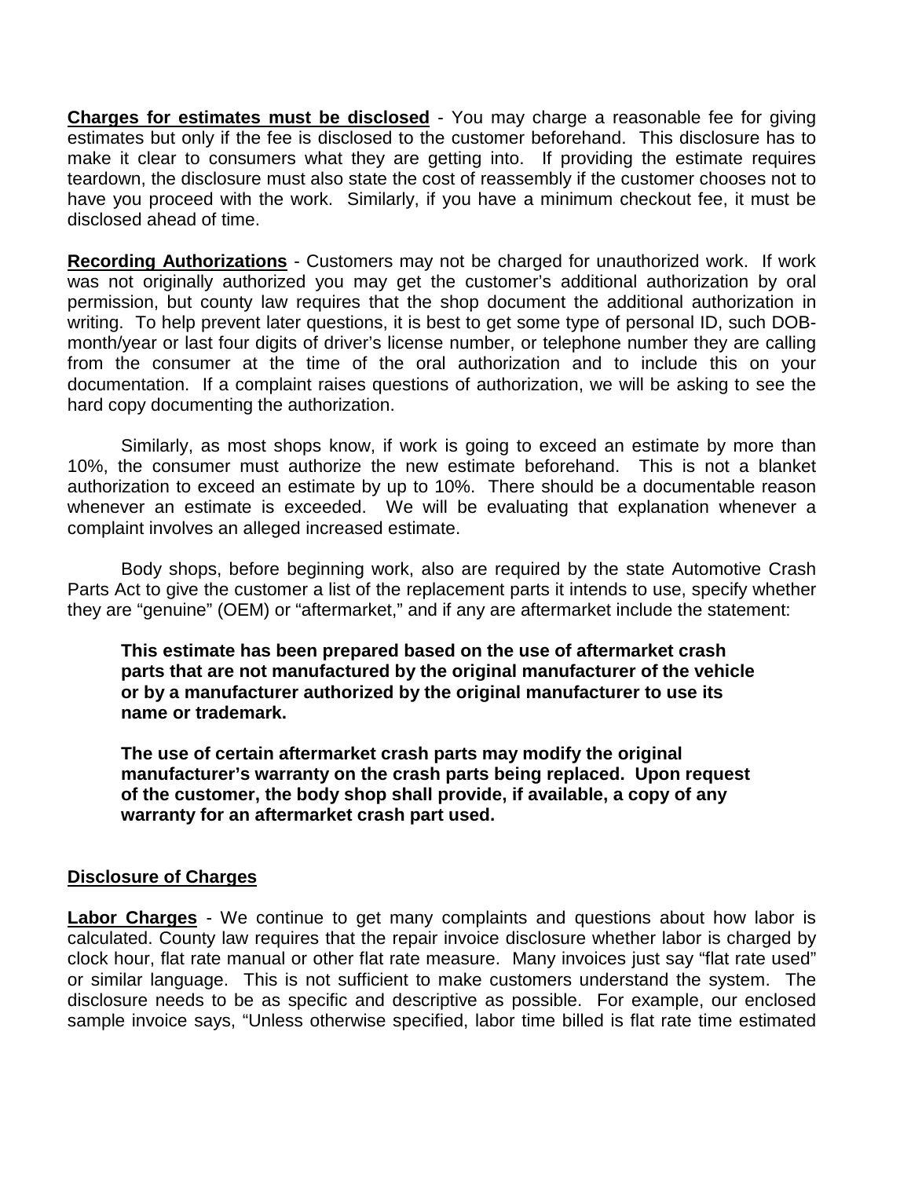**Charges for estimates must be disclosed** - You may charge a reasonable fee for giving estimates but only if the fee is disclosed to the customer beforehand. This disclosure has to make it clear to consumers what they are getting into. If providing the estimate requires teardown, the disclosure must also state the cost of reassembly if the customer chooses not to have you proceed with the work. Similarly, if you have a minimum checkout fee, it must be disclosed ahead of time.

**Recording Authorizations** - Customers may not be charged for unauthorized work. If work was not originally authorized you may get the customer's additional authorization by oral permission, but county law requires that the shop document the additional authorization in writing. To help prevent later questions, it is best to get some type of personal ID, such DOB-month/year or last four digits of driver's license number, or telephone number they are calling from the consumer at the time of the oral authorization and to include this on your documentation. If a complaint raises questions of authorization, we will be asking to see the hard copy documenting the authorization.

Similarly, as most shops know, if work is going to exceed an estimate by more than 10%, the consumer must authorize the new estimate beforehand. This is not a blanket authorization to exceed an estimate by up to 10%. There should be a documentable reason whenever an estimate is exceeded. We will be evaluating that explanation whenever a complaint involves an alleged increased estimate.

Body shops, before beginning work, also are required by the state Automotive Crash Parts Act to give the customer a list of the replacement parts it intends to use, specify whether they are "genuine" (OEM) or "aftermarket," and if any are aftermarket include the statement:

> **This estimate has been prepared based on the use of aftermarket crash parts that are not manufactured by the original manufacturer of the vehicle or by a manufacturer authorized by the original manufacturer to use its name or trademark.**
>
> **The use of certain aftermarket crash parts may modify the original manufacturer's warranty on the crash parts being replaced. Upon request of the customer, the body shop shall provide, if available, a copy of any warranty for an aftermarket crash part used.**

## Disclosure of Charges

**Labor Charges** - We continue to get many complaints and questions about how labor is calculated. County law requires that the repair invoice disclosure whether labor is charged by clock hour, flat rate manual or other flat rate measure. Many invoices just say "flat rate used" or similar language. This is not sufficient to make customers understand the system. The disclosure needs to be as specific and descriptive as possible. For example, our enclosed sample invoice says, "Unless otherwise specified, labor time billed is flat rate time estimated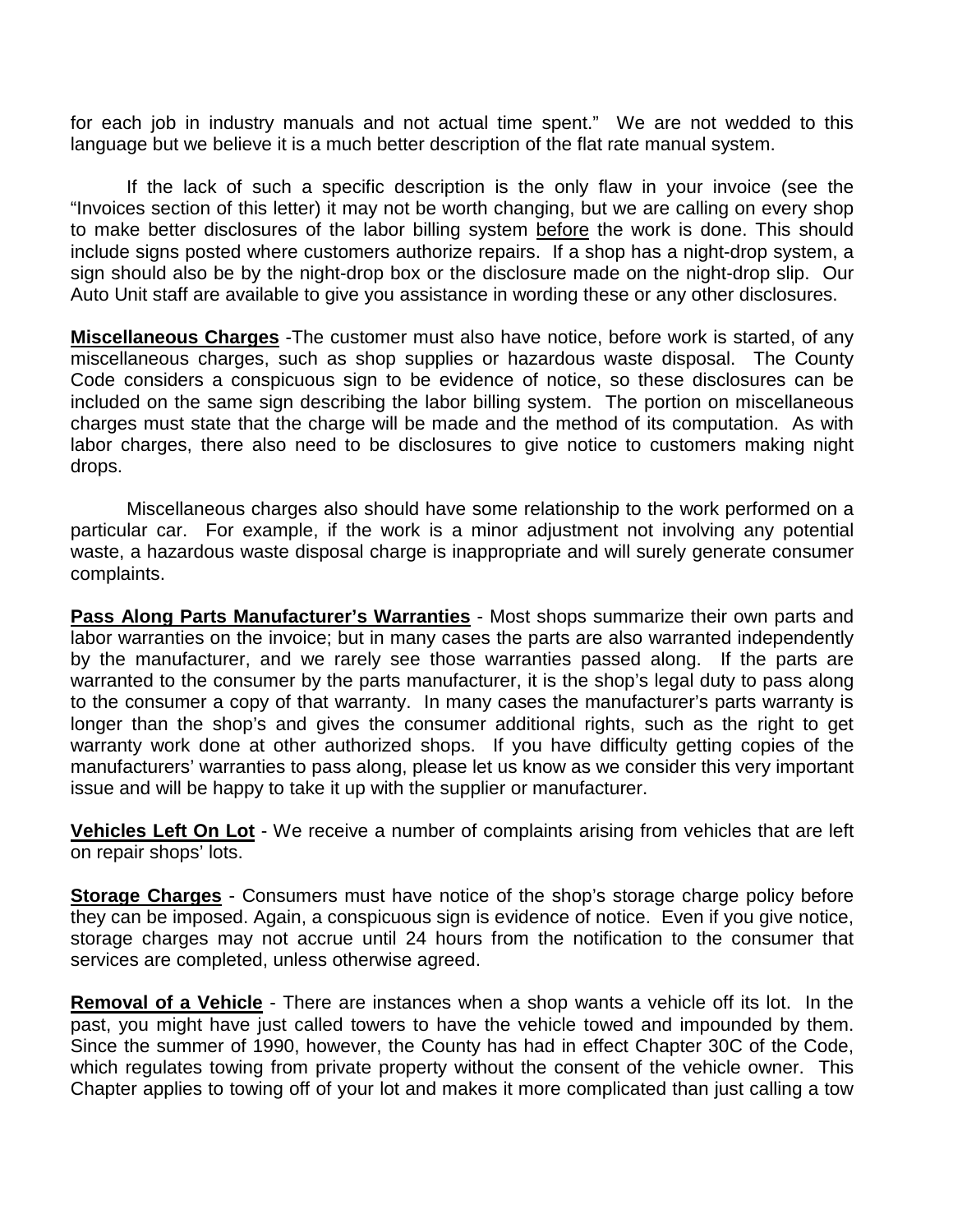for each job in industry manuals and not actual time spent." We are not wedded to this language but we believe it is a much better description of the flat rate manual system.

If the lack of such a specific description is the only flaw in your invoice (see the "Invoices section of this letter) it may not be worth changing, but we are calling on every shop to make better disclosures of the labor billing system <u>before</u> the work is done. This should include signs posted where customers authorize repairs. If a shop has a night-drop system, a sign should also be by the night-drop box or the disclosure made on the night-drop slip. Our Auto Unit staff are available to give you assistance in wording these or any other disclosures.

**<u>Miscellaneous Charges</u>** -The customer must also have notice, before work is started, of any miscellaneous charges, such as shop supplies or hazardous waste disposal. The County Code considers a conspicuous sign to be evidence of notice, so these disclosures can be included on the same sign describing the labor billing system. The portion on miscellaneous charges must state that the charge will be made and the method of its computation. As with labor charges, there also need to be disclosures to give notice to customers making night drops.

Miscellaneous charges also should have some relationship to the work performed on a particular car. For example, if the work is a minor adjustment not involving any potential waste, a hazardous waste disposal charge is inappropriate and will surely generate consumer complaints.

**<u>Pass Along Parts Manufacturer's Warranties</u>** - Most shops summarize their own parts and labor warranties on the invoice; but in many cases the parts are also warranted independently by the manufacturer, and we rarely see those warranties passed along. If the parts are warranted to the consumer by the parts manufacturer, it is the shop's legal duty to pass along to the consumer a copy of that warranty. In many cases the manufacturer's parts warranty is longer than the shop's and gives the consumer additional rights, such as the right to get warranty work done at other authorized shops. If you have difficulty getting copies of the manufacturers' warranties to pass along, please let us know as we consider this very important issue and will be happy to take it up with the supplier or manufacturer.

**<u>Vehicles Left On Lot</u>** - We receive a number of complaints arising from vehicles that are left on repair shops' lots.

**<u>Storage Charges</u>** - Consumers must have notice of the shop's storage charge policy before they can be imposed. Again, a conspicuous sign is evidence of notice. Even if you give notice, storage charges may not accrue until 24 hours from the notification to the consumer that services are completed, unless otherwise agreed.

**<u>Removal of a Vehicle</u>** - There are instances when a shop wants a vehicle off its lot. In the past, you might have just called towers to have the vehicle towed and impounded by them. Since the summer of 1990, however, the County has had in effect Chapter 30C of the Code, which regulates towing from private property without the consent of the vehicle owner. This Chapter applies to towing off of your lot and makes it more complicated than just calling a tow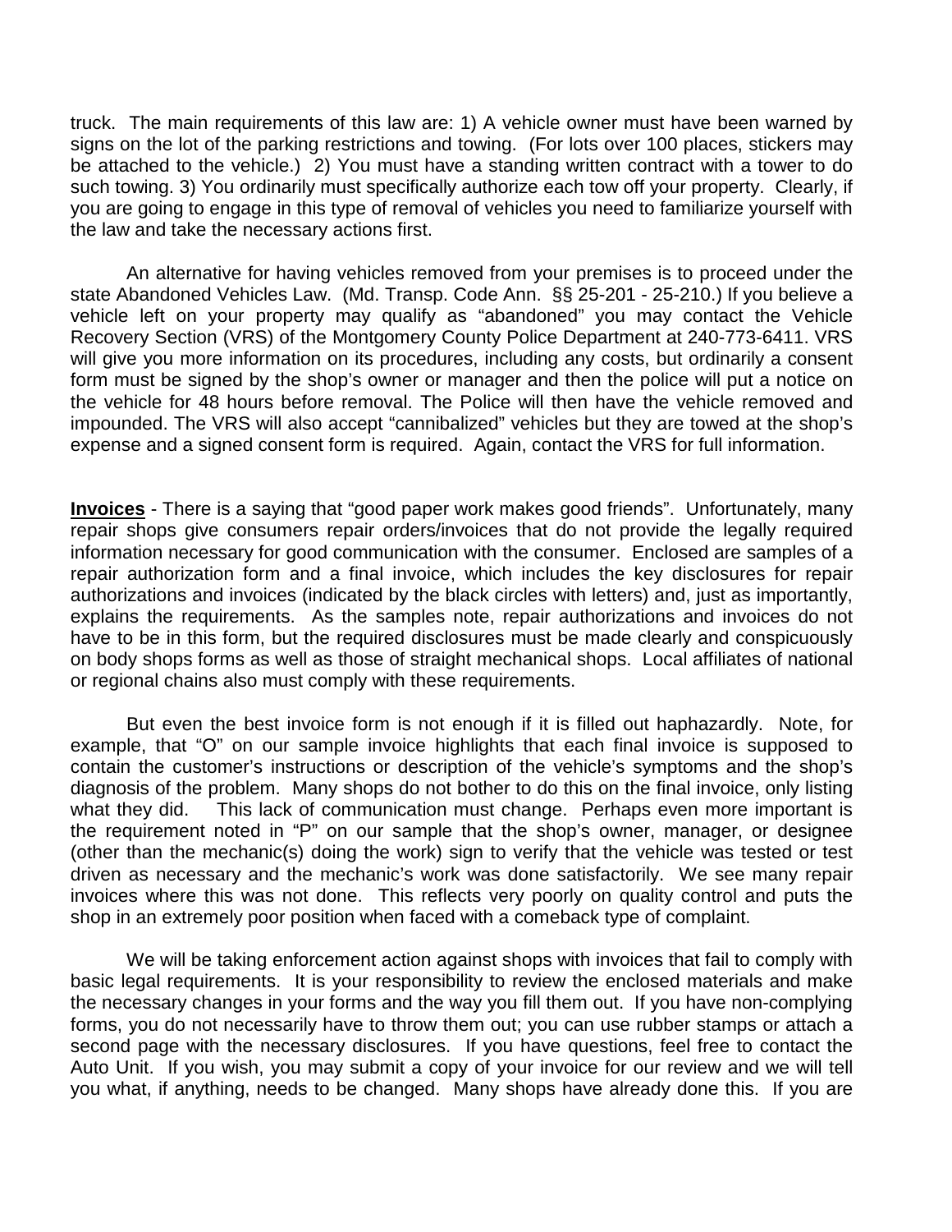truck. The main requirements of this law are: 1) A vehicle owner must have been warned by signs on the lot of the parking restrictions and towing. (For lots over 100 places, stickers may be attached to the vehicle.) 2) You must have a standing written contract with a tower to do such towing. 3) You ordinarily must specifically authorize each tow off your property. Clearly, if you are going to engage in this type of removal of vehicles you need to familiarize yourself with the law and take the necessary actions first.

An alternative for having vehicles removed from your premises is to proceed under the state Abandoned Vehicles Law. (Md. Transp. Code Ann. §§ 25-201 - 25-210.) If you believe a vehicle left on your property may qualify as "abandoned" you may contact the Vehicle Recovery Section (VRS) of the Montgomery County Police Department at 240-773-6411. VRS will give you more information on its procedures, including any costs, but ordinarily a consent form must be signed by the shop's owner or manager and then the police will put a notice on the vehicle for 48 hours before removal. The Police will then have the vehicle removed and impounded. The VRS will also accept "cannibalized" vehicles but they are towed at the shop's expense and a signed consent form is required. Again, contact the VRS for full information.

**Invoices** - There is a saying that "good paper work makes good friends". Unfortunately, many repair shops give consumers repair orders/invoices that do not provide the legally required information necessary for good communication with the consumer. Enclosed are samples of a repair authorization form and a final invoice, which includes the key disclosures for repair authorizations and invoices (indicated by the black circles with letters) and, just as importantly, explains the requirements. As the samples note, repair authorizations and invoices do not have to be in this form, but the required disclosures must be made clearly and conspicuously on body shops forms as well as those of straight mechanical shops. Local affiliates of national or regional chains also must comply with these requirements.

But even the best invoice form is not enough if it is filled out haphazardly. Note, for example, that "O" on our sample invoice highlights that each final invoice is supposed to contain the customer's instructions or description of the vehicle's symptoms and the shop's diagnosis of the problem. Many shops do not bother to do this on the final invoice, only listing what they did. This lack of communication must change. Perhaps even more important is the requirement noted in "P" on our sample that the shop's owner, manager, or designee (other than the mechanic(s) doing the work) sign to verify that the vehicle was tested or test driven as necessary and the mechanic's work was done satisfactorily. We see many repair invoices where this was not done. This reflects very poorly on quality control and puts the shop in an extremely poor position when faced with a comeback type of complaint.

We will be taking enforcement action against shops with invoices that fail to comply with basic legal requirements. It is your responsibility to review the enclosed materials and make the necessary changes in your forms and the way you fill them out. If you have non-complying forms, you do not necessarily have to throw them out; you can use rubber stamps or attach a second page with the necessary disclosures. If you have questions, feel free to contact the Auto Unit. If you wish, you may submit a copy of your invoice for our review and we will tell you what, if anything, needs to be changed. Many shops have already done this. If you are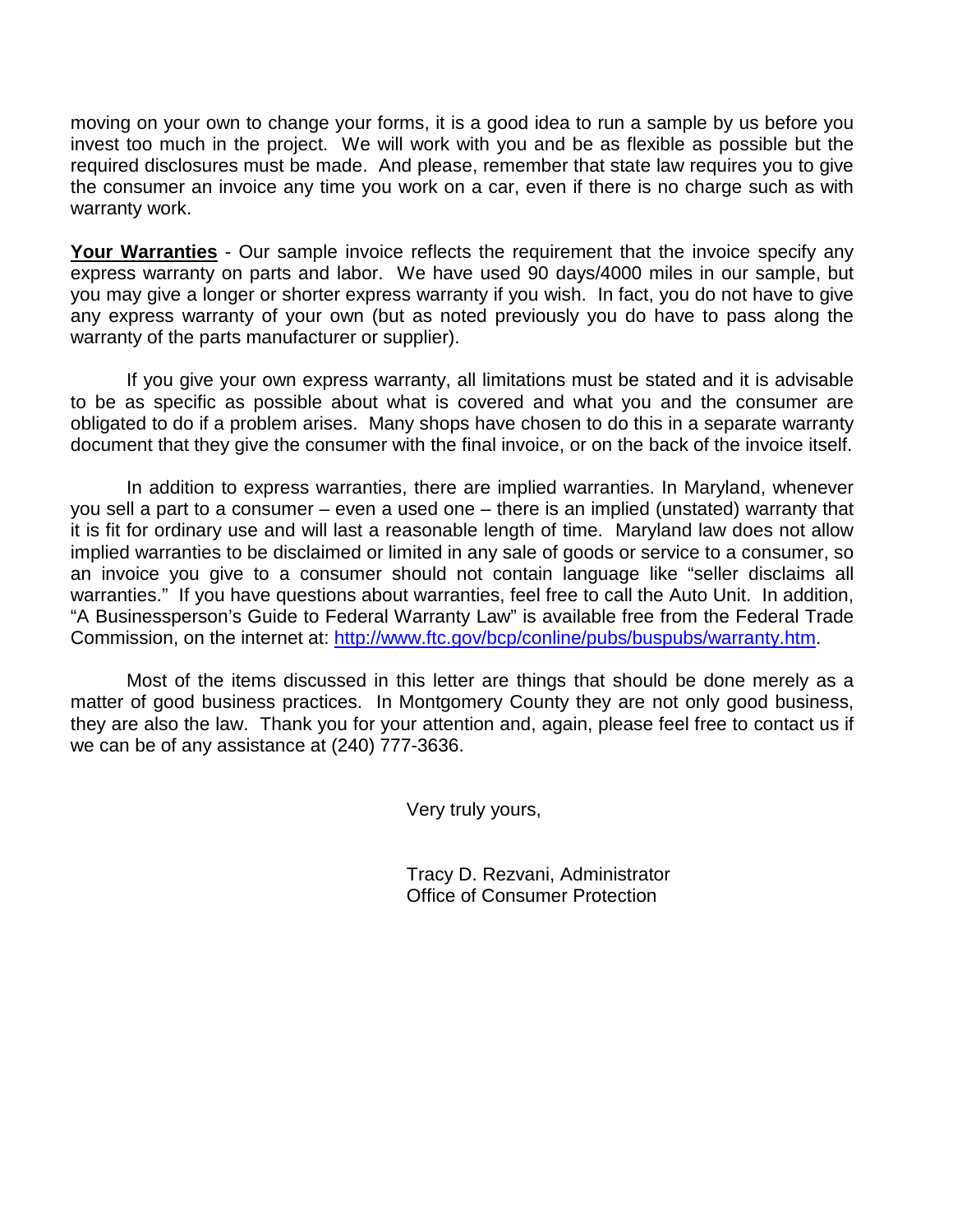moving on your own to change your forms, it is a good idea to run a sample by us before you invest too much in the project. We will work with you and be as flexible as possible but the required disclosures must be made. And please, remember that state law requires you to give the consumer an invoice any time you work on a car, even if there is no charge such as with warranty work.

**Your Warranties** - Our sample invoice reflects the requirement that the invoice specify any express warranty on parts and labor. We have used 90 days/4000 miles in our sample, but you may give a longer or shorter express warranty if you wish. In fact, you do not have to give any express warranty of your own (but as noted previously you do have to pass along the warranty of the parts manufacturer or supplier).

If you give your own express warranty, all limitations must be stated and it is advisable to be as specific as possible about what is covered and what you and the consumer are obligated to do if a problem arises. Many shops have chosen to do this in a separate warranty document that they give the consumer with the final invoice, or on the back of the invoice itself.

In addition to express warranties, there are implied warranties. In Maryland, whenever you sell a part to a consumer – even a used one – there is an implied (unstated) warranty that it is fit for ordinary use and will last a reasonable length of time. Maryland law does not allow implied warranties to be disclaimed or limited in any sale of goods or service to a consumer, so an invoice you give to a consumer should not contain language like "seller disclaims all warranties." If you have questions about warranties, feel free to call the Auto Unit. In addition, "A Businessperson's Guide to Federal Warranty Law" is available free from the Federal Trade Commission, on the internet at: http://www.ftc.gov/bcp/conline/pubs/buspubs/warranty.htm.

Most of the items discussed in this letter are things that should be done merely as a matter of good business practices. In Montgomery County they are not only good business, they are also the law. Thank you for your attention and, again, please feel free to contact us if we can be of any assistance at (240) 777-3636.

Very truly yours,

Tracy D. Rezvani, Administrator
Office of Consumer Protection